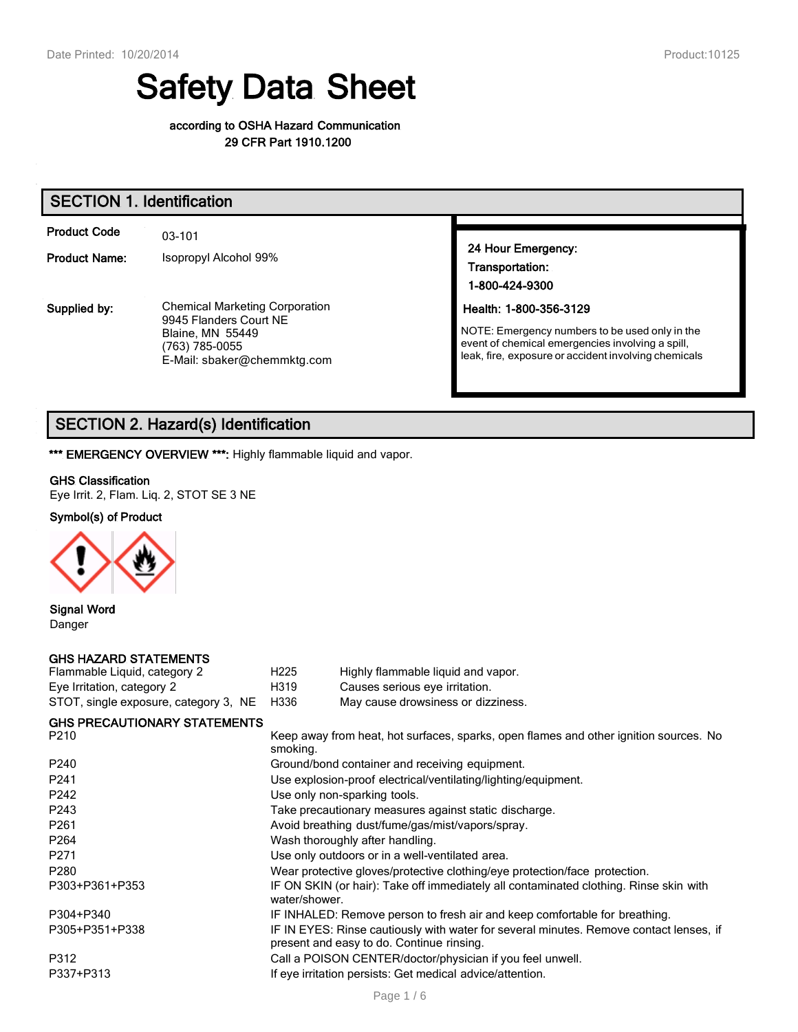# Safety Data Sheet

**according to OSHA Hazard Communication**
**29 CFR Part 1910.1200**

## SECTION 1. Identification

| | |
|---|---|
| **Product Code** | 03-101 |
| **Product Name:** | Isopropyl Alcohol 99% |
| **Supplied by:** | Chemical Marketing Corporation<br>9945 Flanders Court NE<br>Blaine, MN 55449<br>(763) 785-0055<br>E-Mail: sbaker@chemmktg.com |

**24 Hour Emergency:**
**Transportation:**
**1-800-424-9300**

**Health: 1-800-356-3129**

NOTE: Emergency numbers to be used only in the event of chemical emergencies involving a spill, leak, fire, exposure or accident involving chemicals

## SECTION 2. Hazard(s) Identification

**\*\*\* EMERGENCY OVERVIEW \*\*\*:** Highly flammable liquid and vapor.

**GHS Classification**
Eye Irrit. 2, Flam. Liq. 2, STOT SE 3 NE

**Symbol(s) of Product**

**Signal Word**
Danger

**GHS HAZARD STATEMENTS**

| | | |
|---|---|---|
| Flammable Liquid, category 2 | H225 | Highly flammable liquid and vapor. |
| Eye Irritation, category 2 | H319 | Causes serious eye irritation. |
| STOT, single exposure, category 3, NE | H336 | May cause drowsiness or dizziness. |

**GHS PRECAUTIONARY STATEMENTS**

| | |
|---|---|
| P210 | Keep away from heat, hot surfaces, sparks, open flames and other ignition sources. No smoking. |
| P240 | Ground/bond container and receiving equipment. |
| P241 | Use explosion-proof electrical/ventilating/lighting/equipment. |
| P242 | Use only non-sparking tools. |
| P243 | Take precautionary measures against static discharge. |
| P261 | Avoid breathing dust/fume/gas/mist/vapors/spray. |
| P264 | Wash thoroughly after handling. |
| P271 | Use only outdoors or in a well-ventilated area. |
| P280 | Wear protective gloves/protective clothing/eye protection/face protection. |
| P303+P361+P353 | IF ON SKIN (or hair): Take off immediately all contaminated clothing. Rinse skin with water/shower. |
| P304+P340 | IF INHALED: Remove person to fresh air and keep comfortable for breathing. |
| P305+P351+P338 | IF IN EYES: Rinse cautiously with water for several minutes. Remove contact lenses, if present and easy to do. Continue rinsing. |
| P312 | Call a POISON CENTER/doctor/physician if you feel unwell. |
| P337+P313 | If eye irritation persists: Get medical advice/attention. |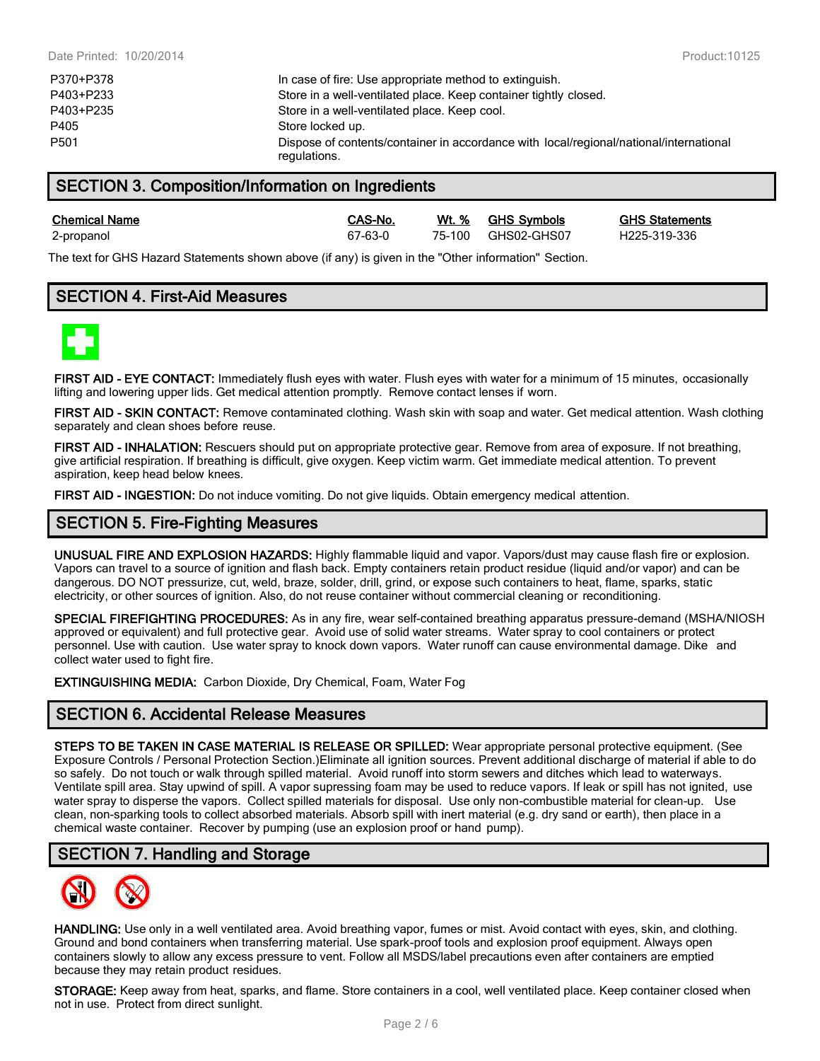| | |
|---|---|
| P370+P378 | In case of fire: Use appropriate method to extinguish. |
| P403+P233 | Store in a well-ventilated place. Keep container tightly closed. |
| P403+P235 | Store in a well-ventilated place. Keep cool. |
| P405 | Store locked up. |
| P501 | Dispose of contents/container in accordance with local/regional/national/international regulations. |

## SECTION 3. Composition/Information on Ingredients

| Chemical Name | CAS-No. | Wt. % | GHS Symbols | GHS Statements |
|---|---|---|---|---|
| 2-propanol | 67-63-0 | 75-100 | GHS02-GHS07 | H225-319-336 |

The text for GHS Hazard Statements shown above (if any) is given in the "Other information" Section.

## SECTION 4. First-Aid Measures

**FIRST AID - EYE CONTACT:** Immediately flush eyes with water. Flush eyes with water for a minimum of 15 minutes, occasionally lifting and lowering upper lids. Get medical attention promptly. Remove contact lenses if worn.

**FIRST AID - SKIN CONTACT:** Remove contaminated clothing. Wash skin with soap and water. Get medical attention. Wash clothing separately and clean shoes before reuse.

**FIRST AID - INHALATION:** Rescuers should put on appropriate protective gear. Remove from area of exposure. If not breathing, give artificial respiration. If breathing is difficult, give oxygen. Keep victim warm. Get immediate medical attention. To prevent aspiration, keep head below knees.

**FIRST AID - INGESTION:** Do not induce vomiting. Do not give liquids. Obtain emergency medical attention.

## SECTION 5. Fire-Fighting Measures

**UNUSUAL FIRE AND EXPLOSION HAZARDS:** Highly flammable liquid and vapor. Vapors/dust may cause flash fire or explosion. Vapors can travel to a source of ignition and flash back. Empty containers retain product residue (liquid and/or vapor) and can be dangerous. DO NOT pressurize, cut, weld, braze, solder, drill, grind, or expose such containers to heat, flame, sparks, static electricity, or other sources of ignition. Also, do not reuse container without commercial cleaning or reconditioning.

**SPECIAL FIREFIGHTING PROCEDURES:** As in any fire, wear self-contained breathing apparatus pressure-demand (MSHA/NIOSH approved or equivalent) and full protective gear. Avoid use of solid water streams. Water spray to cool containers or protect personnel. Use with caution. Use water spray to knock down vapors. Water runoff can cause environmental damage. Dike and collect water used to fight fire.

**EXTINGUISHING MEDIA:** Carbon Dioxide, Dry Chemical, Foam, Water Fog

## SECTION 6. Accidental Release Measures

**STEPS TO BE TAKEN IN CASE MATERIAL IS RELEASE OR SPILLED:** Wear appropriate personal protective equipment. (See Exposure Controls / Personal Protection Section.)Eliminate all ignition sources. Prevent additional discharge of material if able to do so safely. Do not touch or walk through spilled material. Avoid runoff into storm sewers and ditches which lead to waterways. Ventilate spill area. Stay upwind of spill. A vapor supressing foam may be used to reduce vapors. If leak or spill has not ignited, use water spray to disperse the vapors. Collect spilled materials for disposal. Use only non-combustible material for clean-up. Use clean, non-sparking tools to collect absorbed materials. Absorb spill with inert material (e.g. dry sand or earth), then place in a chemical waste container. Recover by pumping (use an explosion proof or hand pump).

## SECTION 7. Handling and Storage

**HANDLING:** Use only in a well ventilated area. Avoid breathing vapor, fumes or mist. Avoid contact with eyes, skin, and clothing. Ground and bond containers when transferring material. Use spark-proof tools and explosion proof equipment. Always open containers slowly to allow any excess pressure to vent. Follow all MSDS/label precautions even after containers are emptied because they may retain product residues.

**STORAGE:** Keep away from heat, sparks, and flame. Store containers in a cool, well ventilated place. Keep container closed when not in use. Protect from direct sunlight.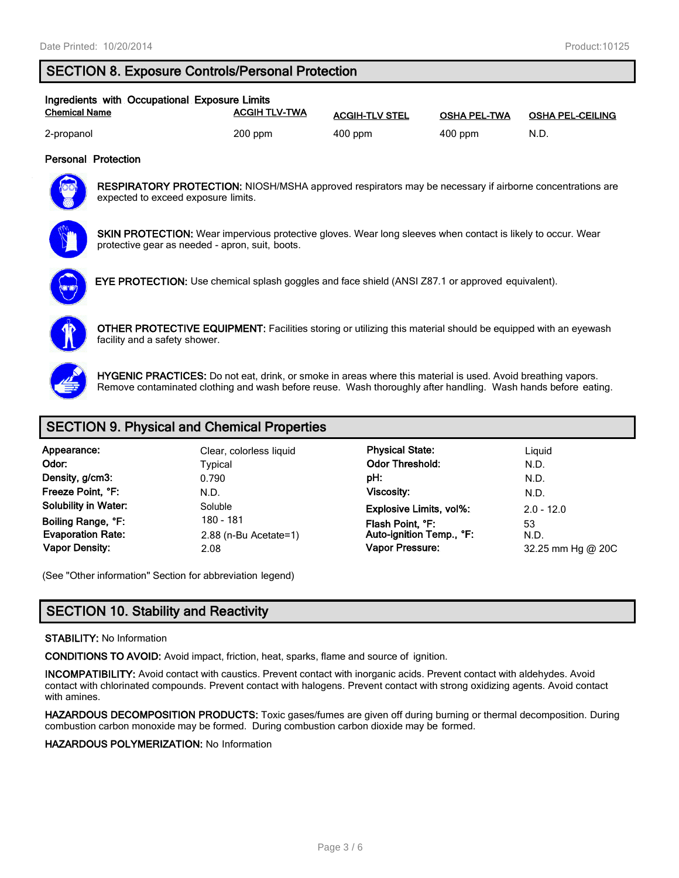## SECTION 8. Exposure Controls/Personal Protection

**Ingredients with Occupational Exposure Limits**

| Chemical Name | ACGIH TLV-TWA | ACGIH-TLV STEL | OSHA PEL-TWA | OSHA PEL-CEILING |
|---|---|---|---|---|
| 2-propanol | 200 ppm | 400 ppm | 400 ppm | N.D. |

**Personal Protection**

**RESPIRATORY PROTECTION:** NIOSH/MSHA approved respirators may be necessary if airborne concentrations are expected to exceed exposure limits.

**SKIN PROTECTION:** Wear impervious protective gloves. Wear long sleeves when contact is likely to occur. Wear protective gear as needed - apron, suit, boots.

**EYE PROTECTION:** Use chemical splash goggles and face shield (ANSI Z87.1 or approved equivalent).

**OTHER PROTECTIVE EQUIPMENT:** Facilities storing or utilizing this material should be equipped with an eyewash facility and a safety shower.

**HYGENIC PRACTICES:** Do not eat, drink, or smoke in areas where this material is used. Avoid breathing vapors. Remove contaminated clothing and wash before reuse. Wash thoroughly after handling. Wash hands before eating.

## SECTION 9. Physical and Chemical Properties

| | | | |
|---|---|---|---|
| **Appearance:** | Clear, colorless liquid | **Physical State:** | Liquid |
| **Odor:** | Typical | **Odor Threshold:** | N.D. |
| **Density, g/cm3:** | 0.790 | **pH:** | N.D. |
| **Freeze Point, °F:** | N.D. | **Viscosity:** | N.D. |
| **Solubility in Water:** | Soluble | **Explosive Limits, vol%:** | 2.0 - 12.0 |
| **Boiling Range, °F:** | 180 - 181 | **Flash Point, °F:** | 53 |
| **Evaporation Rate:** | 2.88 (n-Bu Acetate=1) | **Auto-ignition Temp., °F:** | N.D. |
| **Vapor Density:** | 2.08 | **Vapor Pressure:** | 32.25 mm Hg @ 20C |

(See "Other information" Section for abbreviation legend)

## SECTION 10. Stability and Reactivity

**STABILITY:** No Information

**CONDITIONS TO AVOID:** Avoid impact, friction, heat, sparks, flame and source of ignition.

**INCOMPATIBILITY:** Avoid contact with caustics. Prevent contact with inorganic acids. Prevent contact with aldehydes. Avoid contact with chlorinated compounds. Prevent contact with halogens. Prevent contact with strong oxidizing agents. Avoid contact with amines.

**HAZARDOUS DECOMPOSITION PRODUCTS:** Toxic gases/fumes are given off during burning or thermal decomposition. During combustion carbon monoxide may be formed. During combustion carbon dioxide may be formed.

**HAZARDOUS POLYMERIZATION:** No Information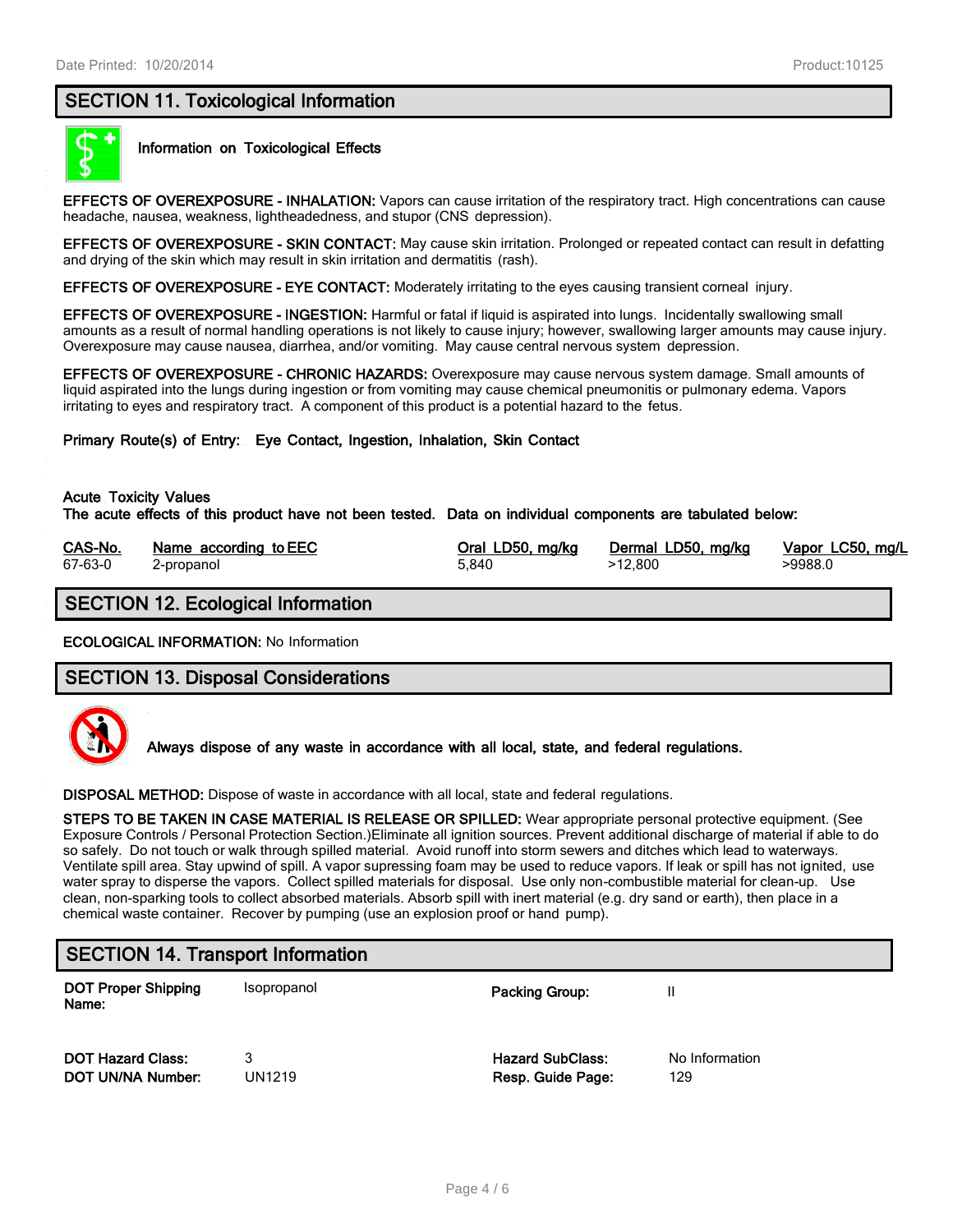## SECTION 11. Toxicological Information

**Information on Toxicological Effects**

**EFFECTS OF OVEREXPOSURE - INHALATION:** Vapors can cause irritation of the respiratory tract. High concentrations can cause headache, nausea, weakness, lightheadedness, and stupor (CNS depression).

**EFFECTS OF OVEREXPOSURE - SKIN CONTACT:** May cause skin irritation. Prolonged or repeated contact can result in defatting and drying of the skin which may result in skin irritation and dermatitis (rash).

**EFFECTS OF OVEREXPOSURE - EYE CONTACT:** Moderately irritating to the eyes causing transient corneal injury.

**EFFECTS OF OVEREXPOSURE - INGESTION:** Harmful or fatal if liquid is aspirated into lungs. Incidentally swallowing small amounts as a result of normal handling operations is not likely to cause injury; however, swallowing larger amounts may cause injury. Overexposure may cause nausea, diarrhea, and/or vomiting. May cause central nervous system depression.

**EFFECTS OF OVEREXPOSURE - CHRONIC HAZARDS:** Overexposure may cause nervous system damage. Small amounts of liquid aspirated into the lungs during ingestion or from vomiting may cause chemical pneumonitis or pulmonary edema. Vapors irritating to eyes and respiratory tract. A component of this product is a potential hazard to the fetus.

**Primary Route(s) of Entry: Eye Contact, Ingestion, Inhalation, Skin Contact**

**Acute Toxicity Values**
**The acute effects of this product have not been tested. Data on individual components are tabulated below:**

| CAS-No. | Name according to EEC | Oral LD50, mg/kg | Dermal LD50, mg/kg | Vapor LC50, mg/L |
|---|---|---|---|---|
| 67-63-0 | 2-propanol | 5,840 | >12,800 | >9988.0 |

## SECTION 12. Ecological Information

**ECOLOGICAL INFORMATION:** No Information

## SECTION 13. Disposal Considerations

**Always dispose of any waste in accordance with all local, state, and federal regulations.**

**DISPOSAL METHOD:** Dispose of waste in accordance with all local, state and federal regulations.

**STEPS TO BE TAKEN IN CASE MATERIAL IS RELEASE OR SPILLED:** Wear appropriate personal protective equipment. (See Exposure Controls / Personal Protection Section.)Eliminate all ignition sources. Prevent additional discharge of material if able to do so safely. Do not touch or walk through spilled material. Avoid runoff into storm sewers and ditches which lead to waterways. Ventilate spill area. Stay upwind of spill. A vapor supressing foam may be used to reduce vapors. If leak or spill has not ignited, use water spray to disperse the vapors. Collect spilled materials for disposal. Use only non-combustible material for clean-up. Use clean, non-sparking tools to collect absorbed materials. Absorb spill with inert material (e.g. dry sand or earth), then place in a chemical waste container. Recover by pumping (use an explosion proof or hand pump).

## SECTION 14. Transport Information

| | | | |
|---|---|---|---|
| **DOT Proper Shipping Name:** | Isopropanol | **Packing Group:** | II |
| **DOT Hazard Class:** | 3 | **Hazard SubClass:** | No Information |
| **DOT UN/NA Number:** | UN1219 | **Resp. Guide Page:** | 129 |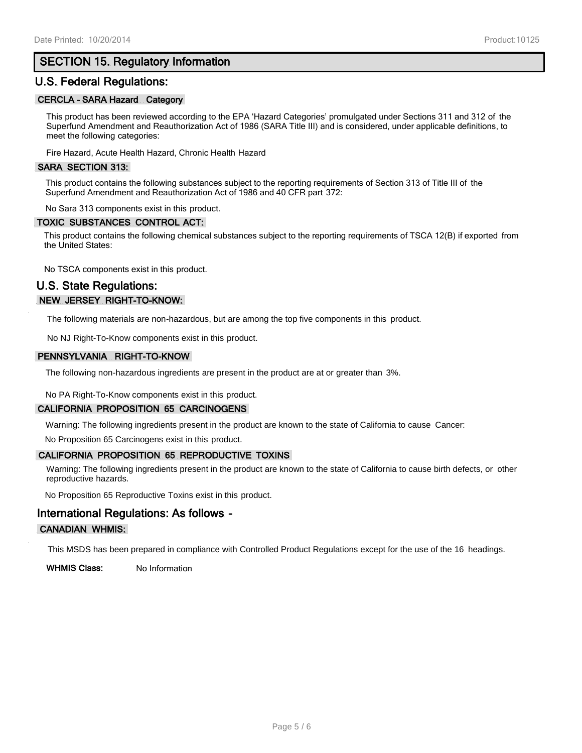## SECTION 15. Regulatory Information

### U.S. Federal Regulations:

**CERCLA - SARA Hazard Category**

This product has been reviewed according to the EPA 'Hazard Categories' promulgated under Sections 311 and 312 of the Superfund Amendment and Reauthorization Act of 1986 (SARA Title III) and is considered, under applicable definitions, to meet the following categories:

Fire Hazard, Acute Health Hazard, Chronic Health Hazard

**SARA SECTION 313:**

This product contains the following substances subject to the reporting requirements of Section 313 of Title III of the Superfund Amendment and Reauthorization Act of 1986 and 40 CFR part 372:

No Sara 313 components exist in this product.

**TOXIC SUBSTANCES CONTROL ACT:**

This product contains the following chemical substances subject to the reporting requirements of TSCA 12(B) if exported from the United States:

No TSCA components exist in this product.

### U.S. State Regulations:

**NEW JERSEY RIGHT-TO-KNOW:**

The following materials are non-hazardous, but are among the top five components in this product.

No NJ Right-To-Know components exist in this product.

**PENNSYLVANIA RIGHT-TO-KNOW**

The following non-hazardous ingredients are present in the product are at or greater than 3%.

No PA Right-To-Know components exist in this product.

**CALIFORNIA PROPOSITION 65 CARCINOGENS**

Warning: The following ingredients present in the product are known to the state of California to cause Cancer:

No Proposition 65 Carcinogens exist in this product.

**CALIFORNIA PROPOSITION 65 REPRODUCTIVE TOXINS**

Warning: The following ingredients present in the product are known to the state of California to cause birth defects, or other reproductive hazards.

No Proposition 65 Reproductive Toxins exist in this product.

### International Regulations: As follows -

**CANADIAN WHMIS:**

This MSDS has been prepared in compliance with Controlled Product Regulations except for the use of the 16 headings.

**WHMIS Class:** No Information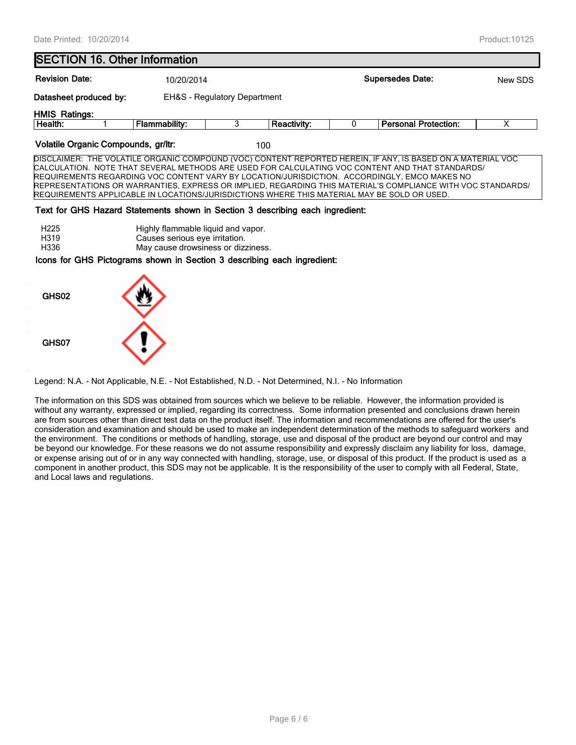## SECTION 16. Other Information

**Revision Date:** 10/20/2014 **Supersedes Date:** New SDS

**Datasheet produced by:** EH&S - Regulatory Department

**HMIS Ratings:**

| | | | | | | | |
|---|---|---|---|---|---|---|---|
| **Health:** | 1 | **Flammability:** | 3 | **Reactivity:** | 0 | **Personal Protection:** | X |

**Volatile Organic Compounds, gr/ltr:** 100

DISCLAIMER: THE VOLATILE ORGANIC COMPOUND (VOC) CONTENT REPORTED HEREIN, IF ANY, IS BASED ON A MATERIAL VOC CALCULATION. NOTE THAT SEVERAL METHODS ARE USED FOR CALCULATING VOC CONTENT AND THAT STANDARDS/ REQUIREMENTS REGARDING VOC CONTENT VARY BY LOCATION/JURISDICTION. ACCORDINGLY, EMCO MAKES NO REPRESENTATIONS OR WARRANTIES, EXPRESS OR IMPLIED, REGARDING THIS MATERIAL'S COMPLIANCE WITH VOC STANDARDS/ REQUIREMENTS APPLICABLE IN LOCATIONS/JURISDICTIONS WHERE THIS MATERIAL MAY BE SOLD OR USED.

**Text for GHS Hazard Statements shown in Section 3 describing each ingredient:**

H225 Highly flammable liquid and vapor.
H319 Causes serious eye irritation.
H336 May cause drowsiness or dizziness.

**Icons for GHS Pictograms shown in Section 3 describing each ingredient:**

GHS02

GHS07

Legend: N.A. - Not Applicable, N.E. - Not Established, N.D. - Not Determined, N.I. - No Information

The information on this SDS was obtained from sources which we believe to be reliable. However, the information provided is without any warranty, expressed or implied, regarding its correctness. Some information presented and conclusions drawn herein are from sources other than direct test data on the product itself. The information and recommendations are offered for the user's consideration and examination and should be used to make an independent determination of the methods to safeguard workers and the environment. The conditions or methods of handling, storage, use and disposal of the product are beyond our control and may be beyond our knowledge. For these reasons we do not assume responsibility and expressly disclaim any liability for loss, damage, or expense arising out of or in any way connected with handling, storage, use, or disposal of this product. If the product is used as a component in another product, this SDS may not be applicable. It is the responsibility of the user to comply with all Federal, State, and Local laws and regulations.